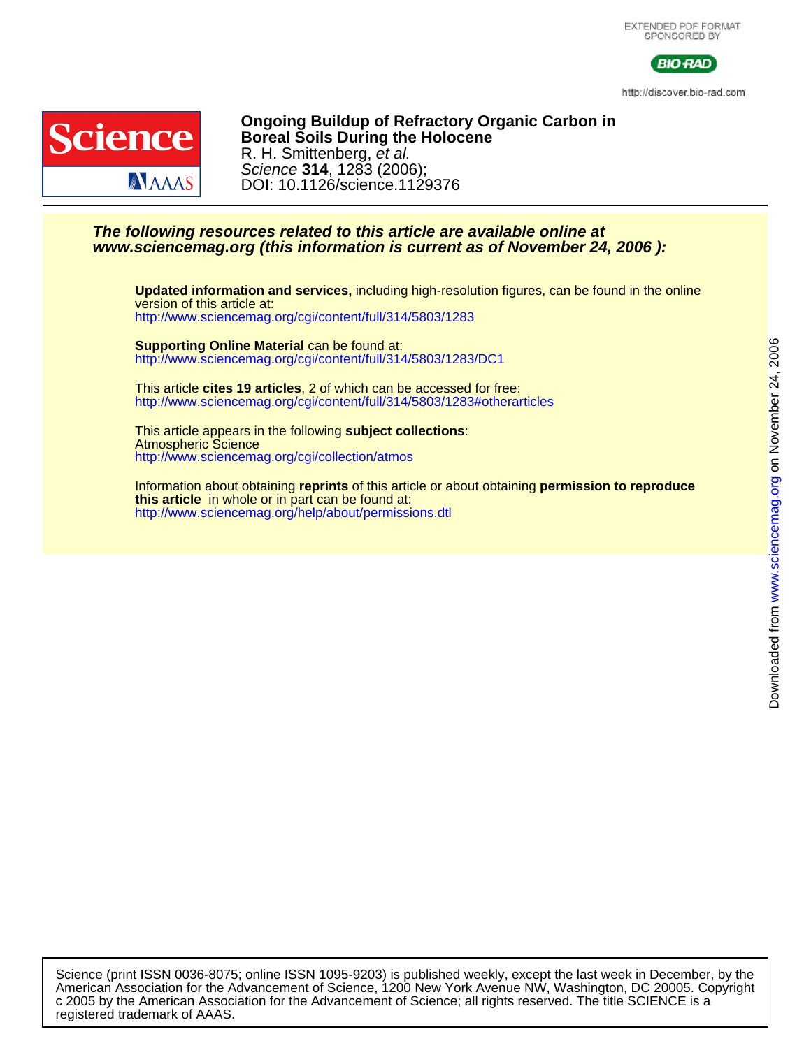EXTENDED PDF FORMAT
SPONSORED BY

BIO-RAD

http://discover.bio-rad.com

# Ongoing Buildup of Refractory Organic Carbon in Boreal Soils During the Holocene

R. H. Smittenberg, *et al.*

*Science* **314**, 1283 (2006);

DOI: 10.1126/science.1129376

***The following resources related to this article are available online at www.sciencemag.org (this information is current as of November 24, 2006 ):***

**Updated information and services,** including high-resolution figures, can be found in the online version of this article at:
http://www.sciencemag.org/cgi/content/full/314/5803/1283

**Supporting Online Material** can be found at:
http://www.sciencemag.org/cgi/content/full/314/5803/1283/DC1

This article **cites 19 articles**, 2 of which can be accessed for free:
http://www.sciencemag.org/cgi/content/full/314/5803/1283#otherarticles

This article appears in the following **subject collections**:
Atmospheric Science
http://www.sciencemag.org/cgi/collection/atmos

Information about obtaining **reprints** of this article or about obtaining **permission to reproduce this article** in whole or in part can be found at:
http://www.sciencemag.org/help/about/permissions.dtl

Downloaded from www.sciencemag.org on November 24, 2006

Science (print ISSN 0036-8075; online ISSN 1095-9203) is published weekly, except the last week in December, by the American Association for the Advancement of Science, 1200 New York Avenue NW, Washington, DC 20005. Copyright c 2005 by the American Association for the Advancement of Science; all rights reserved. The title SCIENCE is a registered trademark of AAAS.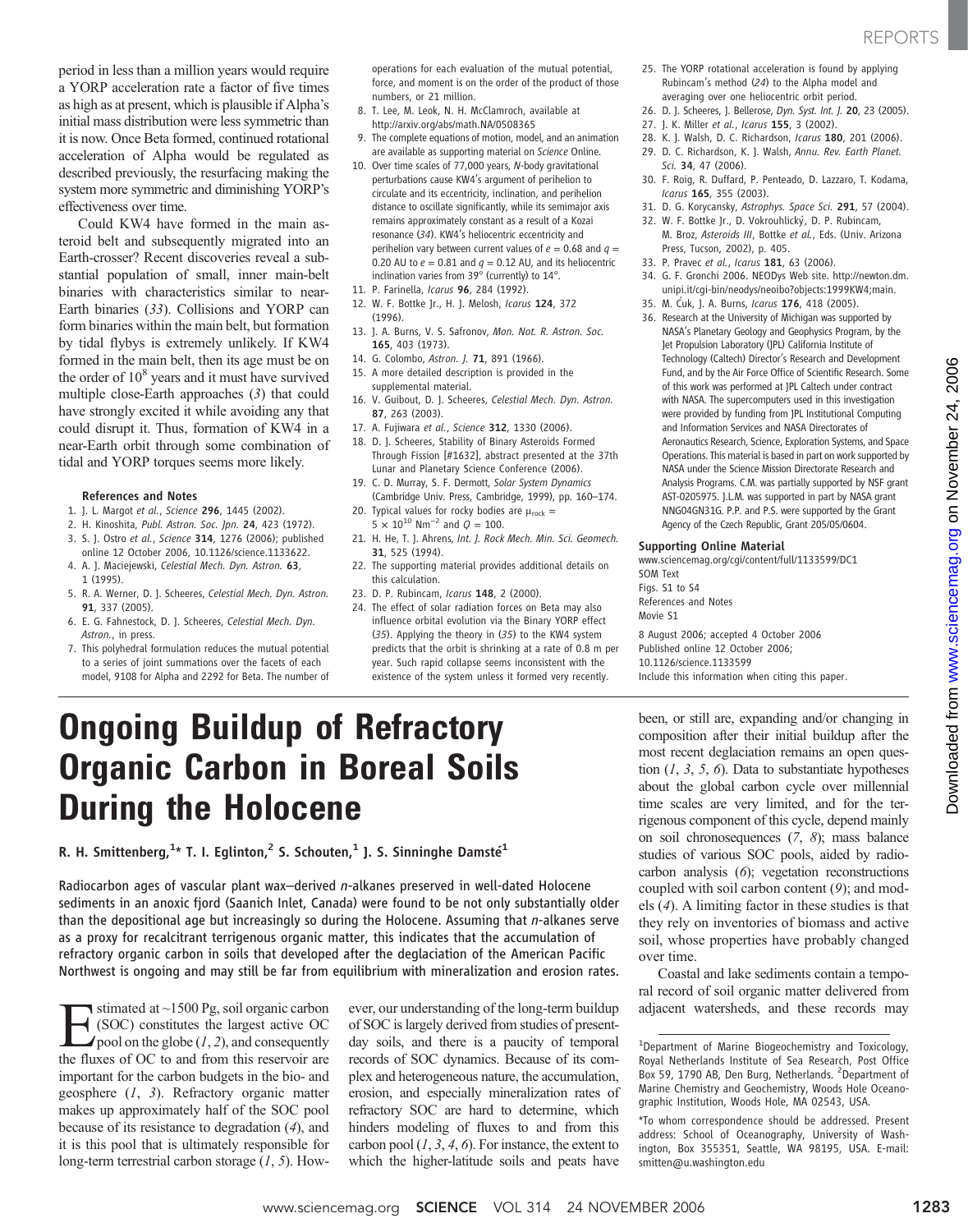period in less than a million years would require a YORP acceleration rate a factor of five times as high as at present, which is plausible if Alpha's initial mass distribution were less symmetric than it is now. Once Beta formed, continued rotational acceleration of Alpha would be regulated as described previously, the resurfacing making the system more symmetric and diminishing YORP's effectiveness over time.

Could KW4 have formed in the main asteroid belt and subsequently migrated into an Earth-crosser? Recent discoveries reveal a substantial population of small, inner main-belt binaries with characteristics similar to near-Earth binaries (33). Collisions and YORP can form binaries within the main belt, but formation by tidal flybys is extremely unlikely. If KW4 formed in the main belt, then its age must be on the order of $10^8$ years and it must have survived multiple close-Earth approaches (3) that could have strongly excited it while avoiding any that could disrupt it. Thus, formation of KW4 in a near-Earth orbit through some combination of tidal and YORP torques seems more likely.

### References and Notes

1. J. L. Margot *et al.*, *Science* **296**, 1445 (2002).
2. H. Kinoshita, *Publ. Astron. Soc. Jpn.* **24**, 423 (1972).
3. S. J. Ostro *et al.*, *Science* **314**, 1276 (2006); published online 12 October 2006, 10.1126/science.1133622.
4. A. J. Maciejewski, *Celestial Mech. Dyn. Astron.* **63**, 1 (1995).
5. R. A. Werner, D. J. Scheeres, *Celestial Mech. Dyn. Astron.* **91**, 337 (2005).
6. E. G. Fahnestock, D. J. Scheeres, *Celestial Mech. Dyn. Astron.*, in press.
7. This polyhedral formulation reduces the mutual potential to a series of joint summations over the facets of each model, 9108 for Alpha and 2292 for Beta. The number of operations for each evaluation of the mutual potential, force, and moment is on the order of the product of those numbers, or 21 million.
8. T. Lee, M. Leok, N. H. McClamroch, available at http://arxiv.org/abs/math.NA/0508365
9. The complete equations of motion, model, and an animation are available as supporting material on *Science* Online.
10. Over time scales of 77,000 years, *N*-body gravitational perturbations cause KW4's argument of perihelion to circulate and its eccentricity, inclination, and perihelion distance to oscillate significantly, while its semimajor axis remains approximately constant as a result of a Kozai resonance (34). KW4's heliocentric eccentricity and perihelion vary between current values of $e = 0.68$ and $q = 0.20$ AU to $e = 0.81$ and $q = 0.12$ AU, and its heliocentric inclination varies from 39° (currently) to 14°.
11. P. Farinella, *Icarus* **96**, 284 (1992).
12. W. F. Bottke Jr., H. J. Melosh, *Icarus* **124**, 372 (1996).
13. J. A. Burns, V. S. Safronov, *Mon. Not. R. Astron. Soc.* **165**, 403 (1973).
14. G. Colombo, *Astron. J.* **71**, 891 (1966).
15. A more detailed description is provided in the supplemental material.
16. V. Guibout, D. J. Scheeres, *Celestial Mech. Dyn. Astron.* **87**, 263 (2003).
17. A. Fujiwara *et al.*, *Science* **312**, 1330 (2006).
18. D. J. Scheeres, Stability of Binary Asteroids Formed Through Fission [#1632], abstract presented at the 37th Lunar and Planetary Science Conference (2006).
19. C. D. Murray, S. F. Dermott, *Solar System Dynamics* (Cambridge Univ. Press, Cambridge, 1999), pp. 160–174.
20. Typical values for rocky bodies are $\mu_{rock} = 5 \times 10^{10}$ $Nm^{-2}$ and $Q = 100$.
21. H. He, T. J. Ahrens, *Int. J. Rock Mech. Min. Sci. Geomech.* **31**, 525 (1994).
22. The supporting material provides additional details on this calculation.
23. D. P. Rubincam, *Icarus* **148**, 2 (2000).
24. The effect of solar radiation forces on Beta may also influence orbital evolution via the Binary YORP effect (35). Applying the theory in (35) to the KW4 system predicts that the orbit is shrinking at a rate of 0.8 m per year. Such rapid collapse seems inconsistent with the existence of the system unless it formed very recently.
25. The YORP rotational acceleration is found by applying Rubincam's method (24) to the Alpha model and averaging over one heliocentric orbit period.
26. D. J. Scheeres, J. Bellerose, *Dyn. Syst. Int. J.* **20**, 23 (2005).
27. J. K. Miller *et al.*, *Icarus* **155**, 3 (2002).
28. K. J. Walsh, D. C. Richardson, *Icarus* **180**, 201 (2006).
29. D. C. Richardson, K. J. Walsh, *Annu. Rev. Earth Planet. Sci.* **34**, 47 (2006).
30. F. Roig, R. Duffard, P. Penteado, D. Lazzaro, T. Kodama, *Icarus* **165**, 355 (2003).
31. D. G. Korycansky, *Astrophys. Space Sci.* **291**, 57 (2004).
32. W. F. Bottke Jr., D. Vokrouhlický, D. P. Rubincam, M. Broz, *Asteroids III*, Bottke *et al.*, Eds. (Univ. Arizona Press, Tucson, 2002), p. 405.
33. P. Pravec *et al.*, *Icarus* **181**, 63 (2006).
34. G. F. Gronchi 2006. NEODys Web site. http://newton.dm.unipi.it/cgi-bin/neodys/neoibo?objects:1999KW4;main.
35. M. Ćuk, J. A. Burns, *Icarus* **176**, 418 (2005).
36. Research at the University of Michigan was supported by NASA's Planetary Geology and Geophysics Program, by the Jet Propulsion Laboratory (JPL) California Institute of Technology (Caltech) Director's Research and Development Fund, and by the Air Force Office of Scientific Research. Some of this work was performed at JPL Caltech under contract with NASA. The supercomputers used in this investigation were provided by funding from JPL Institutional Computing and Information Services and NASA Directorates of Aeronautics Research, Science, Exploration Systems, and Space Operations. This material is based in part on work supported by NASA under the Science Mission Directorate Research and Analysis Programs. C.M. was partially supported by NSF grant AST-0205975. J.L.M. was supported in part by NASA grant NNG04GN31G. P.P. and P.S. were supported by the Grant Agency of the Czech Republic, Grant 205/05/0604.

**Supporting Online Material**
www.sciencemag.org/cgi/content/full/1133599/DC1
SOM Text
Figs. S1 to S4
References and Notes
Movie S1

8 August 2006; accepted 4 October 2006
Published online 12 October 2006;
10.1126/science.1133599
Include this information when citing this paper.

# Ongoing Buildup of Refractory Organic Carbon in Boreal Soils During the Holocene

**R. H. Smittenberg,[1]* T. I. Eglinton,[2] S. Schouten,[1] J. S. Sinninghe Damsté[1]**

Radiocarbon ages of vascular plant wax–derived *n*-alkanes preserved in well-dated Holocene sediments in an anoxic fjord (Saanich Inlet, Canada) were found to be not only substantially older than the depositional age but increasingly so during the Holocene. Assuming that *n*-alkanes serve as a proxy for recalcitrant terrigenous organic matter, this indicates that the accumulation of refractory organic carbon in soils that developed after the deglaciation of the American Pacific Northwest is ongoing and may still be far from equilibrium with mineralization and erosion rates.

Estimated at ~1500 Pg, soil organic carbon (SOC) constitutes the largest active OC pool on the globe (1, 2), and consequently the fluxes of OC to and from this reservoir are important for the carbon budgets in the bio- and geosphere (1, 3). Refractory organic matter makes up approximately half of the SOC pool because of its resistance to degradation (4), and it is this pool that is ultimately responsible for long-term terrestrial carbon storage (1, 5). However, our understanding of the long-term buildup of SOC is largely derived from studies of present-day soils, and there is a paucity of temporal records of SOC dynamics. Because of its complex and heterogeneous nature, the accumulation, erosion, and especially mineralization rates of refractory SOC are hard to determine, which hinders modeling of fluxes to and from this carbon pool (1, 3, 4, 6). For instance, the extent to which the higher-latitude soils and peats have been, or still are, expanding and/or changing in composition after their initial buildup after the most recent deglaciation remains an open question (1, 3, 5, 6). Data to substantiate hypotheses about the global carbon cycle over millennial time scales are very limited, and for the terrigenous component of this cycle, depend mainly on soil chronosequences (7, 8); mass balance studies of various SOC pools, aided by radiocarbon analysis (6); vegetation reconstructions coupled with soil carbon content (9); and models (4). A limiting factor in these studies is that they rely on inventories of biomass and active soil, whose properties have probably changed over time.

Coastal and lake sediments contain a temporal record of soil organic matter delivered from adjacent watersheds, and these records may

[1]Department of Marine Biogeochemistry and Toxicology, Royal Netherlands Institute of Sea Research, Post Office Box 59, 1790 AB, Den Burg, Netherlands. [2]Department of Marine Chemistry and Geochemistry, Woods Hole Oceanographic Institution, Woods Hole, MA 02543, USA.

*To whom correspondence should be addressed. Present address: School of Oceanography, University of Washington, Box 355351, Seattle, WA 98195, USA. E-mail: smitten@u.washington.edu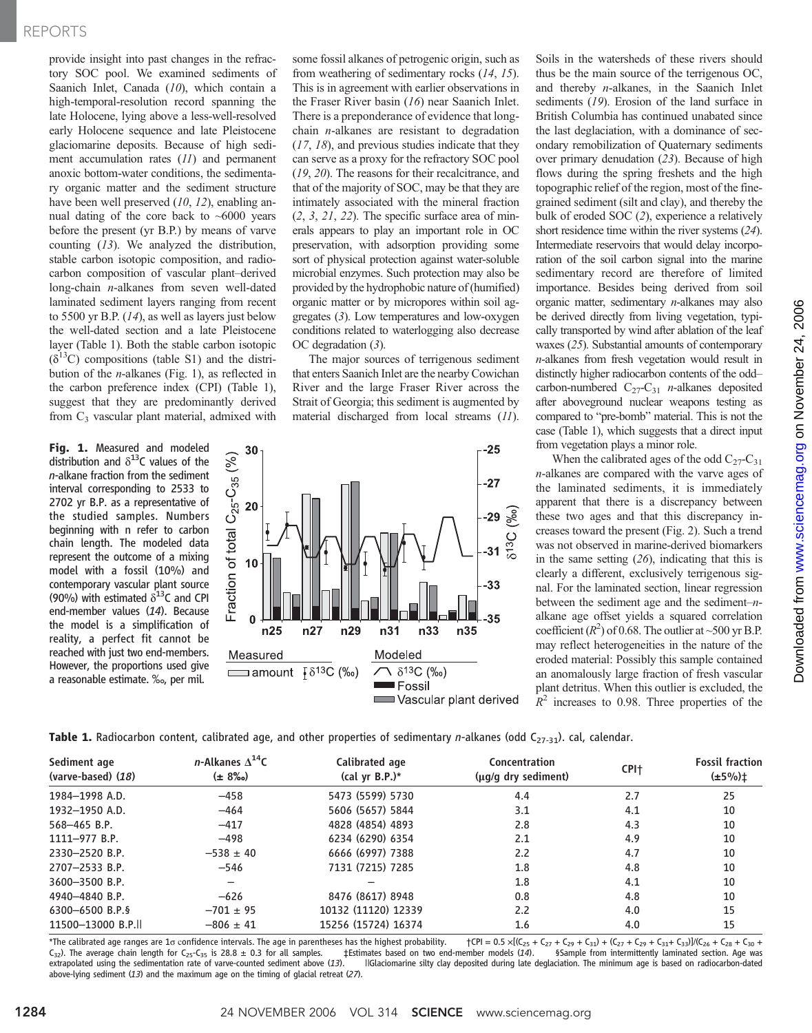provide insight into past changes in the refractory SOC pool. We examined sediments of Saanich Inlet, Canada (10), which contain a high-temporal-resolution record spanning the late Holocene, lying above a less-well-resolved early Holocene sequence and late Pleistocene glaciomarine deposits. Because of high sediment accumulation rates (11) and permanent anoxic bottom-water conditions, the sedimentary organic matter and the sediment structure have been well preserved (10, 12), enabling annual dating of the core back to ~6000 years before the present (yr B.P.) by means of varve counting (13). We analyzed the distribution, stable carbon isotopic composition, and radiocarbon composition of vascular plant–derived long-chain *n*-alkanes from seven well-dated laminated sediment layers ranging from recent to 5500 yr B.P. (14), as well as layers just below the well-dated section and a late Pleistocene layer (Table 1). Both the stable carbon isotopic ($\delta^{13}C$) compositions (table S1) and the distribution of the *n*-alkanes (Fig. 1), as reflected in the carbon preference index (CPI) (Table 1), suggest that they are predominantly derived from $C_3$ vascular plant material, admixed with some fossil alkanes of petrogenic origin, such as from weathering of sedimentary rocks (14, 15). This is in agreement with earlier observations in the Fraser River basin (16) near Saanich Inlet. There is a preponderance of evidence that long-chain *n*-alkanes are resistant to degradation (17, 18), and previous studies indicate that they can serve as a proxy for the refractory SOC pool (19, 20). The reasons for their recalcitrance, and that of the majority of SOC, may be that they are intimately associated with the mineral fraction (2, 3, 21, 22). The specific surface area of minerals appears to play an important role in OC preservation, with adsorption providing some sort of physical protection against water-soluble microbial enzymes. Such protection may also be provided by the hydrophobic nature of (humified) organic matter or by micropores within soil aggregates (3). Low temperatures and low-oxygen conditions related to waterlogging also decrease OC degradation (3).

The major sources of terrigenous sediment that enters Saanich Inlet are the nearby Cowichan River and the large Fraser River across the Strait of Georgia; this sediment is augmented by material discharged from local streams (11). Soils in the watersheds of these rivers should thus be the main source of the terrigenous OC, and thereby *n*-alkanes, in the Saanich Inlet sediments (19). Erosion of the land surface in British Columbia has continued unabated since the last deglaciation, with a dominance of secondary remobilization of Quaternary sediments over primary denudation (23). Because of high flows during the spring freshets and the high topographic relief of the region, most of the fine-grained sediment (silt and clay), and thereby the bulk of eroded SOC (2), experience a relatively short residence time within the river systems (24). Intermediate reservoirs that would delay incorporation of the soil carbon signal into the marine sedimentary record are therefore of limited importance. Besides being derived from soil organic matter, sedimentary *n*-alkanes may also be derived directly from living vegetation, typically transported by wind after ablation of the leaf waxes (25). Substantial amounts of contemporary *n*-alkanes from fresh vegetation would result in distinctly higher radiocarbon contents of the odd–carbon-numbered $C_{27}$-$C_{31}$ *n*-alkanes deposited after aboveground nuclear weapons testing as compared to "pre-bomb" material. This is not the case (Table 1), which suggests that a direct input from vegetation plays a minor role.

**Fig. 1.** Measured and modeled distribution and $\delta^{13}C$ values of the *n*-alkane fraction from the sediment interval corresponding to 2533 to 2702 yr B.P. as a representative of the studied samples. Numbers beginning with n refer to carbon chain length. The modeled data represent the outcome of a mixing model with a fossil (10%) and contemporary vascular plant source (90%) with estimated $\delta^{13}C$ and CPI end-member values (14). Because the model is a simplification of reality, a perfect fit cannot be reached with just two end-members. However, the proportions used give a reasonable estimate. ‰, per mil.

When the calibrated ages of the odd $C_{27}$-$C_{31}$ *n*-alkanes are compared with the varve ages of the laminated sediments, it is immediately apparent that there is a discrepancy between these two ages and that this discrepancy increases toward the present (Fig. 2). Such a trend was not observed in marine-derived biomarkers in the same setting (26), indicating that this is clearly a different, exclusively terrigenous signal. For the laminated section, linear regression between the sediment age and the sediment–*n*-alkane age offset yields a squared correlation coefficient ($R^2$) of 0.68. The outlier at ~500 yr B.P. may reflect heterogeneities in the nature of the eroded material: Possibly this sample contained an anomalously large fraction of fresh vascular plant detritus. When this outlier is excluded, the $R^2$ increases to 0.98. Three properties of the

**Table 1.** Radiocarbon content, calibrated age, and other properties of sedimentary *n*-alkanes (odd $C_{27\text{-}31}$). cal, calendar.

| Sediment age (varve-based) (18) | *n*-Alkanes $\Delta^{14}C$ (± 8‰) | Calibrated age (cal yr B.P.)* | Concentration (μg/g dry sediment) | CPI† | Fossil fraction (±5%)‡ |
|---|---|---|---|---|---|
| 1984–1998 A.D. | −458 | 5473 (5599) 5730 | 4.4 | 2.7 | 25 |
| 1932–1950 A.D. | −464 | 5606 (5657) 5844 | 3.1 | 4.1 | 10 |
| 568–465 B.P. | −417 | 4828 (4854) 4893 | 2.8 | 4.3 | 10 |
| 1111–977 B.P. | −498 | 6234 (6290) 6354 | 2.1 | 4.9 | 10 |
| 2330–2520 B.P. | −538 ± 40 | 6666 (6997) 7388 | 2.2 | 4.7 | 10 |
| 2707–2533 B.P. | −546 | 7131 (7215) 7285 | 1.8 | 4.8 | 10 |
| 3600–3500 B.P. | – | – | 1.8 | 4.1 | 10 |
| 4940–4840 B.P. | −626 | 8476 (8617) 8948 | 0.8 | 4.8 | 10 |
| 6300–6500 B.P.§ | −701 ± 95 | 10132 (11120) 12339 | 2.2 | 4.0 | 15 |
| 11500–13000 B.P.‖ | −806 ± 41 | 15256 (15724) 16374 | 1.6 | 4.0 | 15 |

*The calibrated age ranges are 1σ confidence intervals. The age in parentheses has the highest probability. †CPI = 0.5 ×[($C_{25}$ + $C_{27}$ + $C_{29}$ + $C_{31}$) + ($C_{27}$ + $C_{29}$ + $C_{31}$+ $C_{33}$)]/($C_{26}$ + $C_{28}$ + $C_{30}$ + $C_{32}$). The average chain length for $C_{25}$-$C_{35}$ is 28.8 ± 0.3 for all samples. ‡Estimates based on two end-member models (14). §Sample from intermittently laminated section. Age was extrapolated using the sedimentation rate of varve-counted sediment above (13). ‖Glaciomarine silty clay deposited during late deglaciation. The minimum age is based on radiocarbon-dated above-lying sediment (13) and the maximum age on the timing of glacial retreat (27).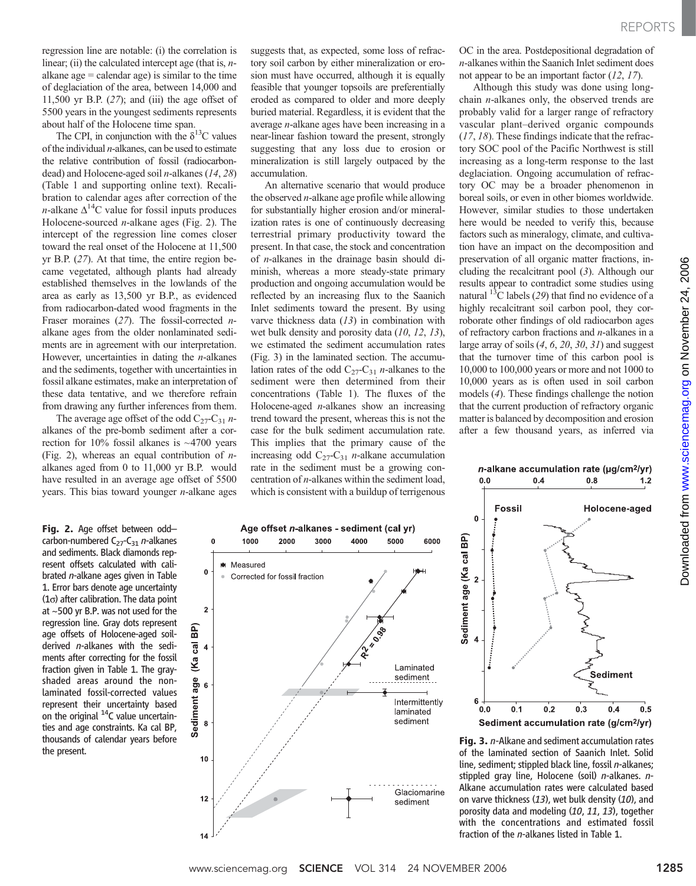regression line are notable: (i) the correlation is linear; (ii) the calculated intercept age (that is, *n*-alkane age = calendar age) is similar to the time of deglaciation of the area, between 14,000 and 11,500 yr B.P. (27); and (iii) the age offset of 5500 years in the youngest sediments represents about half of the Holocene time span.

The CPI, in conjunction with the $\delta^{13}C$ values of the individual *n*-alkanes, can be used to estimate the relative contribution of fossil (radiocarbon-dead) and Holocene-aged soil *n*-alkanes (14, 28) (Table 1 and supporting online text). Recalibration to calendar ages after correction of the *n*-alkane $\Delta^{14}C$ value for fossil inputs produces Holocene-sourced *n*-alkane ages (Fig. 2). The intercept of the regression line comes closer toward the real onset of the Holocene at 11,500 yr B.P. (27). At that time, the entire region became vegetated, although plants had already established themselves in the lowlands of the area as early as 13,500 yr B.P., as evidenced from radiocarbon-dated wood fragments in the Fraser moraines (27). The fossil-corrected *n*-alkane ages from the older nonlaminated sediments are in agreement with our interpretation. However, uncertainties in dating the *n*-alkanes and the sediments, together with uncertainties in fossil alkane estimates, make an interpretation of these data tentative, and we therefore refrain from drawing any further inferences from them.

The average age offset of the odd $C_{27}$-$C_{31}$ *n*-alkanes of the pre-bomb sediment after a correction for 10% fossil alkanes is ~4700 years (Fig. 2), whereas an equal contribution of *n*-alkanes aged from 0 to 11,000 yr B.P. would have resulted in an average age offset of 5500 years. This bias toward younger *n*-alkane ages suggests that, as expected, some loss of refractory soil carbon by either mineralization or erosion must have occurred, although it is equally feasible that younger topsoils are preferentially eroded as compared to older and more deeply buried material. Regardless, it is evident that the average *n*-alkane ages have been increasing in a near-linear fashion toward the present, strongly suggesting that any loss due to erosion or mineralization is still largely outpaced by the accumulation.

An alternative scenario that would produce the observed *n*-alkane age profile while allowing for substantially higher erosion and/or mineralization rates is one of continuously decreasing terrestrial primary productivity toward the present. In that case, the stock and concentration of *n*-alkanes in the drainage basin should diminish, whereas a more steady-state primary production and ongoing accumulation would be reflected by an increasing flux to the Saanich Inlet sediments toward the present. By using varve thickness data (13) in combination with wet bulk density and porosity data (10, 12, 13), we estimated the sediment accumulation rates (Fig. 3) in the laminated section. The accumulation rates of the odd $C_{27}$-$C_{31}$ *n*-alkanes to the sediment were then determined from their concentrations (Table 1). The fluxes of the Holocene-aged *n*-alkanes show an increasing trend toward the present, whereas this is not the case for the bulk sediment accumulation rate. This implies that the primary cause of the increasing odd $C_{27}$-$C_{31}$ *n*-alkane accumulation rate in the sediment must be a growing concentration of *n*-alkanes within the sediment load, which is consistent with a buildup of terrigenous OC in the area. Postdepositional degradation of *n*-alkanes within the Saanich Inlet sediment does not appear to be an important factor (12, 17).

Although this study was done using long-chain *n*-alkanes only, the observed trends are probably valid for a larger range of refractory vascular plant–derived organic compounds (17, 18). These findings indicate that the refractory SOC pool of the Pacific Northwest is still increasing as a long-term response to the last deglaciation. Ongoing accumulation of refractory OC may be a broader phenomenon in boreal soils, or even in other biomes worldwide. However, similar studies to those undertaken here would be needed to verify this, because factors such as mineralogy, climate, and cultivation have an impact on the decomposition and preservation of all organic matter fractions, including the recalcitrant pool (3). Although our results appear to contradict some studies using natural $^{13}C$ labels (29) that find no evidence of a highly recalcitrant soil carbon pool, they corroborate other findings of old radiocarbon ages of refractory carbon fractions and *n*-alkanes in a large array of soils (4, 6, 20, 30, 31) and suggest that the turnover time of this carbon pool is 10,000 to 100,000 years or more and not 1000 to 10,000 years as is often used in soil carbon models (4). These findings challenge the notion that the current production of refractory organic matter is balanced by decomposition and erosion after a few thousand years, as inferred via

**Fig. 2.** Age offset between odd–carbon-numbered $C_{27}$-$C_{31}$ *n*-alkanes and sediments. Black diamonds represent offsets calculated with calibrated *n*-alkane ages given in Table 1. Error bars denote age uncertainty (1σ) after calibration. The data point at ~500 yr B.P. was not used for the regression line. Gray dots represent age offsets of Holocene-aged soil-derived *n*-alkanes with the sediments after correcting for the fossil fraction given in Table 1. The gray-shaded areas around the non-laminated fossil-corrected values represent their uncertainty based on the original $^{14}C$ value uncertainties and age constraints. Ka cal BP, thousands of calendar years before the present.

**Fig. 3.** *n*-Alkane and sediment accumulation rates of the laminated section of Saanich Inlet. Solid line, sediment; stippled black line, fossil *n*-alkanes; stippled gray line, Holocene (soil) *n*-alkanes. *n*-Alkane accumulation rates were calculated based on varve thickness (13), wet bulk density (10), and porosity data and modeling (10, 11, 13), together with the concentrations and estimated fossil fraction of the *n*-alkanes listed in Table 1.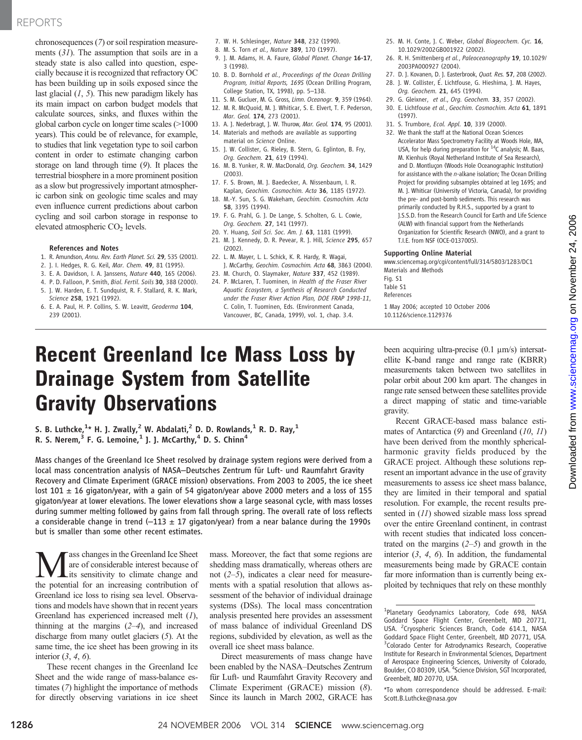chronosequences (7) or soil respiration measurements (31). The assumption that soils are in a steady state is also called into question, especially because it is recognized that refractory OC has been building up in soils exposed since the last glacial (1, 5). This new paradigm likely has its main impact on carbon budget models that calculate sources, sinks, and fluxes within the global carbon cycle on longer time scales (>1000 years). This could be of relevance, for example, to studies that link vegetation type to soil carbon content in order to estimate changing carbon storage on land through time (9). It places the terrestrial biosphere in a more prominent position as a slow but progressively important atmospheric carbon sink on geologic time scales and may even influence current predictions about carbon cycling and soil carbon storage in response to elevated atmospheric $CO_2$ levels.

### References and Notes

1. R. Amundson, *Annu. Rev. Earth Planet. Sci.* **29**, 535 (2001).
2. J. I. Hedges, R. G. Keil, *Mar. Chem.* **49**, 81 (1995).
3. E. A. Davidson, I. A. Janssens, *Nature* **440**, 165 (2006).
4. P. D. Falloon, P. Smith, *Biol. Fertil. Soils* **30**, 388 (2000).
5. J. W. Harden, E. T. Sundquist, R. F. Stallard, R. K. Mark, *Science* **258**, 1921 (1992).
6. E. A. Paul, H. P. Collins, S. W. Leavitt, *Geoderma* **104**, 239 (2001).
7. W. H. Schlesinger, *Nature* **348**, 232 (1990).
8. M. S. Torn *et al.*, *Nature* **389**, 170 (1997).
9. J. M. Adams, H. A. Faure, *Global Planet. Change* **16-17**, 3 (1998).
10. B. D. Bornhold *et al.*, *Proceedings of the Ocean Drilling Program, Initial Reports, 169S* (Ocean Drilling Program, College Station, TX, 1998), pp. 5–138.
11. S. M. Gucluer, M. G. Gross, *Limn. Oceanogr.* **9**, 359 (1964).
12. M. R. McQuoid, M. J. Whiticar, S. E. Elvert, T. F. Pederson, *Mar. Geol.* **174**, 273 (2001).
13. A. J. Nederbragt, J. W. Thurow, *Mar. Geol.* **174**, 95 (2001).
14. Materials and methods are available as supporting material on *Science* Online.
15. J. W. Collister, G. Rieley, B. Stern, G. Eglinton, B. Fry, *Org. Geochem.* **21**, 619 (1994).
16. M. B. Yunker, R. W. MacDonald, *Org. Geochem.* **34**, 1429 (2003).
17. F. S. Brown, M. J. Baedecker, A. Nissenbaum, I. R. Kaplan, *Geochim. Cosmochim. Acta* **36**, 1185 (1972).
18. M.-Y. Sun, S. G. Wakeham, *Geochim. Cosmochim. Acta* **58**, 3395 (1994).
19. F. G. Prahl, G. J. De Lange, S. Scholten, G. L. Cowie, *Org. Geochem.* **27**, 141 (1997).
20. Y. Huang, *Soil Sci. Soc. Am. J.* **63**, 1181 (1999).
21. M. J. Kennedy, D. R. Pevear, R. J. Hill, *Science* **295**, 657 (2002).
22. L. M. Mayer, L. L. Schick, K. R. Hardy, R. Wagai, J. McCarthy, *Geochim. Cosmochim. Acta* **68**, 3863 (2004).
23. M. Church, O. Slaymaker, *Nature* **337**, 452 (1989).
24. P. McLaren, T. Tuominen, in *Health of the Fraser River Aquatic Ecosystem, a Synthesis of Research Conducted under the Fraser River Action Plan, DOE FRAP 1998-11*, C. Colin, T. Tuominen, Eds. (Environment Canada, Vancouver, BC, Canada, 1999), vol. 1, chap. 3.4.
25. M. H. Conte, J. C. Weber, *Global Biogeochem. Cyc.* **16**, 10.1029/2002GB001922 (2002).
26. R. H. Smittenberg *et al.*, *Paleoceanography* **19**, 10.1029/2003PA000927 (2004).
27. D. J. Kovanen, D. J. Easterbrook, *Quat. Res.* **57**, 208 (2002).
28. J. W. Collister, É. Lichtfouse, G. Hieshima, J. M. Hayes, *Org. Geochem.* **21**, 645 (1994).
29. G. Gleixner, et al., *Org. Geochem.* **33**, 357 (2002).
30. E. Lichtfouse *et al.*, *Geochim. Cosmochim. Acta* **61**, 1891 (1997).
31. S. Trumbore, *Ecol. Appl.* **10**, 339 (2000).
32. We thank the staff at the National Ocean Sciences Accelerator Mass Spectrometry Facility at Woods Hole, MA, USA, for help during preparation for $^{14}C$ analysis; M. Baas, M. Kienhuis (Royal Netherland Institute of Sea Research), and D. Montluçon (Woods Hole Oceanographic Institution) for assistance with the *n*-alkane isolation; The Ocean Drilling Project for providing subsamples obtained at leg 169S; and M. J. Whiticar (University of Victoria, Canada), for providing the pre- and post-bomb sediments. This research was primarily conducted by R.H.S., supported by a grant to J.S.S.D. from the Research Council for Earth and Life Science (ALW) with financial support from the Netherlands Organization for Scientific Research (NWO), and a grant to T.I.E. from NSF (OCE-0137005).

### Supporting Online Material

www.sciencemag.org/cgi/content/full/314/5803/1283/DC1
Materials and Methods
Fig. S1
Table S1
References

1 May 2006; accepted 10 October 2006
10.1126/science.1129376

# Recent Greenland Ice Mass Loss by Drainage System from Satellite Gravity Observations

S. B. Luthcke,[1]* H. J. Zwally,[2] W. Abdalati,[2] D. D. Rowlands,[1] R. D. Ray,[1] R. S. Nerem,[3] F. G. Lemoine,[1] J. J. McCarthy,[4] D. S. Chinn[4]

Mass changes of the Greenland Ice Sheet resolved by drainage system regions were derived from a local mass concentration analysis of NASA–Deutsches Zentrum für Luft- und Raumfahrt Gravity Recovery and Climate Experiment (GRACE mission) observations. From 2003 to 2005, the ice sheet lost 101 ± 16 gigaton/year, with a gain of 54 gigaton/year above 2000 meters and a loss of 155 gigaton/year at lower elevations. The lower elevations show a large seasonal cycle, with mass losses during summer melting followed by gains from fall through spring. The overall rate of loss reflects a considerable change in trend (–113 ± 17 gigaton/year) from a near balance during the 1990s but is smaller than some other recent estimates.

Mass changes in the Greenland Ice Sheet are of considerable interest because of its sensitivity to climate change and the potential for an increasing contribution of Greenland ice loss to rising sea level. Observations and models have shown that in recent years Greenland has experienced increased melt (1), thinning at the margins (2–4), and increased discharge from many outlet glaciers (5). At the same time, the ice sheet has been growing in its interior (3, 4, 6).

These recent changes in the Greenland Ice Sheet and the wide range of mass-balance estimates (7) highlight the importance of methods for directly observing variations in ice sheet mass. Moreover, the fact that some regions are shedding mass dramatically, whereas others are not (2–5), indicates a clear need for measurements with a spatial resolution that allows assessment of the behavior of individual drainage systems (DSs). The local mass concentration analysis presented here provides an assessment of mass balance of individual Greenland DS regions, subdivided by elevation, as well as the overall ice sheet mass balance.

Direct measurements of mass change have been enabled by the NASA–Deutsches Zentrum für Luft- und Raumfahrt Gravity Recovery and Climate Experiment (GRACE) mission (8). Since its launch in March 2002, GRACE has been acquiring ultra-precise (0.1 μm/s) intersatellite K-band range and range rate (KBRR) measurements taken between two satellites in polar orbit about 200 km apart. The changes in range rate sensed between these satellites provide a direct mapping of static and time-variable gravity.

Recent GRACE-based mass balance estimates of Antarctica (9) and Greenland (10, 11) have been derived from the monthly spherical-harmonic gravity fields produced by the GRACE project. Although these solutions represent an important advance in the use of gravity measurements to assess ice sheet mass balance, they are limited in their temporal and spatial resolution. For example, the recent results presented in (11) showed sizable mass loss spread over the entire Greenland continent, in contrast with recent studies that indicated loss concentrated on the margins (2–5) and growth in the interior (3, 4, 6). In addition, the fundamental measurements being made by GRACE contain far more information than is currently being exploited by techniques that rely on these monthly

[1]Planetary Geodynamics Laboratory, Code 698, NASA Goddard Space Flight Center, Greenbelt, MD 20771, USA. [2]Cryospheric Sciences Branch, Code 614.1, NASA Goddard Space Flight Center, Greenbelt, MD 20771, USA. [3]Colorado Center for Astrodynamics Research, Cooperative Institute for Research in Environmental Sciences, Department of Aerospace Engineering Sciences, University of Colorado, Boulder, CO 80309, USA. [4]Science Division, SGT Incorporated, Greenbelt, MD 20770, USA.

*To whom correspondence should be addressed. E-mail: Scott.B.Luthcke@nasa.gov